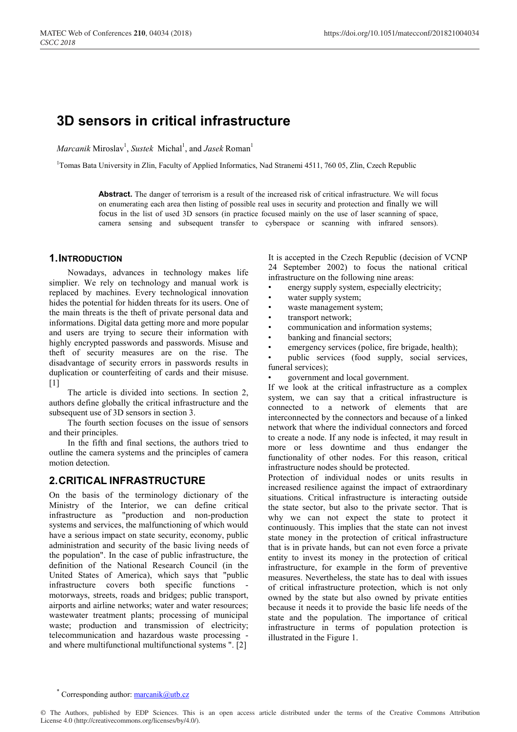# 3D sensors in critical infrastructure

*Marcanik* Miroslav[1], *Sustek* Michal[1], and *Jasek* Roman[1]

[1]Tomas Bata University in Zlin, Faculty of Applied Informatics, Nad Stranemi 4511, 760 05, Zlin, Czech Republic

**Abstract.** The danger of terrorism is a result of the increased risk of critical infrastructure. We will focus on enumerating each area then listing of possible real uses in security and protection and finally we will focus in the list of used 3D sensors (in practice focused mainly on the use of laser scanning of space, camera sensing and subsequent transfer to cyberspace or scanning with infrared sensors).

## 1. INTRODUCTION

Nowadays, advances in technology makes life simplier. We rely on technology and manual work is replaced by machines. Every technological innovation hides the potential for hidden threats for its users. One of the main threats is the theft of private personal data and informations. Digital data getting more and more popular and users are trying to secure their information with highly encrypted passwords and passwords. Misuse and theft of security measures are on the rise. The disadvantage of security errors in passwords results in duplication or counterfeiting of cards and their misuse. [1]

The article is divided into sections. In section 2, authors define globally the critical infrastructure and the subsequent use of 3D sensors in section 3.

The fourth section focuses on the issue of sensors and their principles.

In the fifth and final sections, the authors tried to outline the camera systems and the principles of camera motion detection.

## 2. CRITICAL INFRASTRUCTURE

On the basis of the terminology dictionary of the Ministry of the Interior, we can define critical infrastructure as "production and non-production systems and services, the malfunctioning of which would have a serious impact on state security, economy, public administration and security of the basic living needs of the population". In the case of public infrastructure, the definition of the National Research Council (in the United States of America), which says that "public infrastructure covers both specific functions - motorways, streets, roads and bridges; public transport, airports and airline networks; water and water resources; wastewater treatment plants; processing of municipal waste; production and transmission of electricity; telecommunication and hazardous waste processing - and where multifunctional multifunctional systems ". [2]

It is accepted in the Czech Republic (decision of VCNP 24 September 2002) to focus the national critical infrastructure on the following nine areas:

- energy supply system, especially electricity;
- water supply system;
- waste management system;
- transport network;
- communication and information systems;
- banking and financial sectors;
- emergency services (police, fire brigade, health);
- public services (food supply, social services, funeral services);
- government and local government.

If we look at the critical infrastructure as a complex system, we can say that a critical infrastructure is connected to a network of elements that are interconnected by the connectors and because of a linked network that where the individual connectors and forced to create a node. If any node is infected, it may result in more or less downtime and thus endanger the functionality of other nodes. For this reason, critical infrastructure nodes should be protected.

Protection of individual nodes or units results in increased resilience against the impact of extraordinary situations. Critical infrastructure is interacting outside the state sector, but also to the private sector. That is why we can not expect the state to protect it continuously. This implies that the state can not invest state money in the protection of critical infrastructure that is in private hands, but can not even force a private entity to invest its money in the protection of critical infrastructure, for example in the form of preventive measures. Nevertheless, the state has to deal with issues of critical infrastructure protection, which is not only owned by the state but also owned by private entities because it needs it to provide the basic life needs of the state and the population. The importance of critical infrastructure in terms of population protection is illustrated in the Figure 1.

* Corresponding author: marcanik@utb.cz

© The Authors, published by EDP Sciences. This is an open access article distributed under the terms of the Creative Commons Attribution License 4.0 (http://creativecommons.org/licenses/by/4.0/).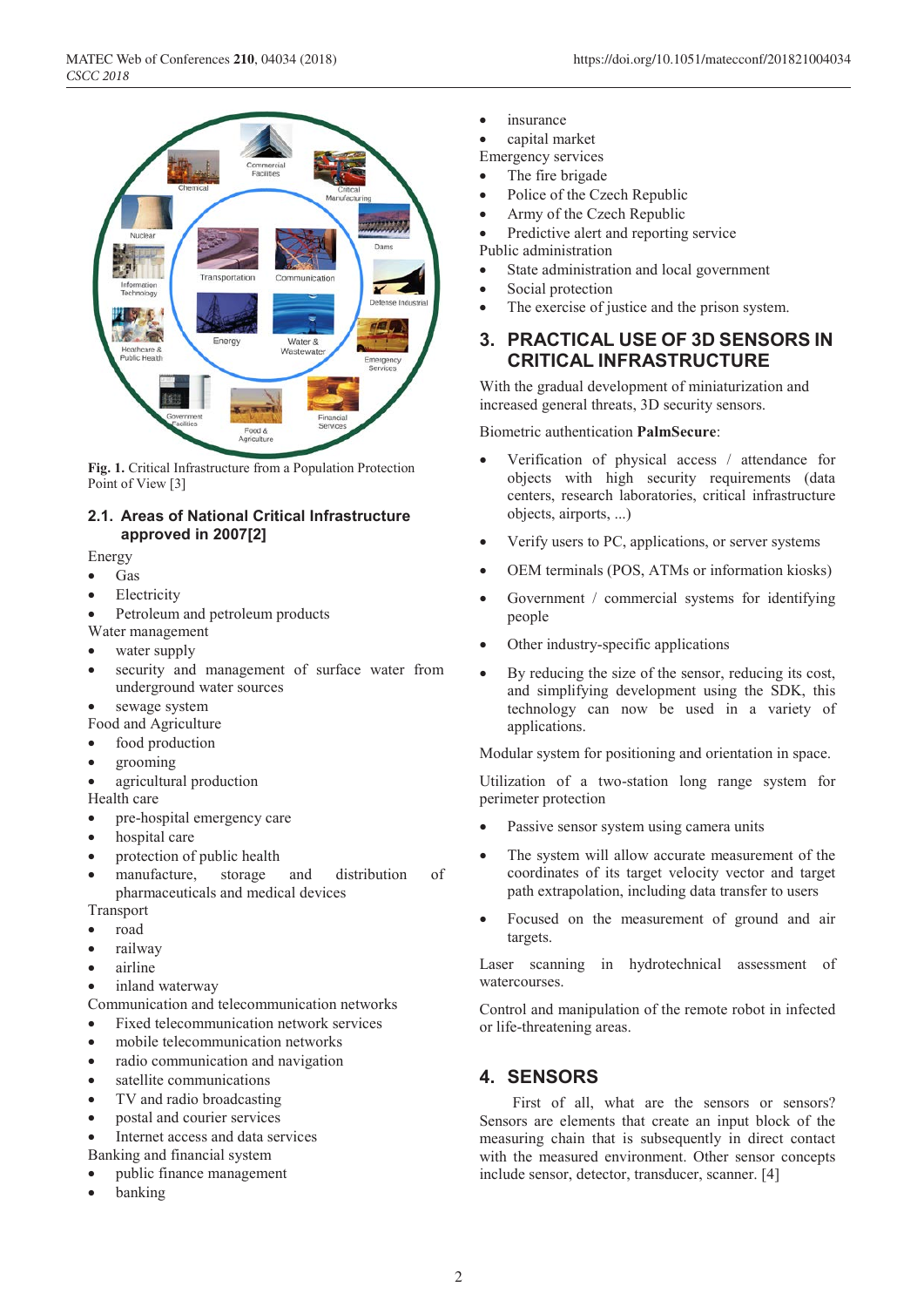Fig. 1. Critical Infrastructure from a Population Protection Point of View [3]

### 2.1. Areas of National Critical Infrastructure approved in 2007[2]

Energy

- Gas
- Electricity
- Petroleum and petroleum products

Water management

- water supply
- security and management of surface water from underground water sources
- sewage system

Food and Agriculture

- food production
- grooming
- agricultural production

Health care

- pre-hospital emergency care
- hospital care
- protection of public health
- manufacture, storage and distribution of pharmaceuticals and medical devices

Transport

- road
- railway
- airline
- inland waterway

Communication and telecommunication networks

- Fixed telecommunication network services
- mobile telecommunication networks
- radio communication and navigation
- satellite communications
- TV and radio broadcasting
- postal and courier services
- Internet access and data services

Banking and financial system

- public finance management
- banking
- insurance
- capital market

Emergency services

- The fire brigade
- Police of the Czech Republic
- Army of the Czech Republic
- Predictive alert and reporting service

Public administration

- State administration and local government
- Social protection
- The exercise of justice and the prison system.

## 3. PRACTICAL USE OF 3D SENSORS IN CRITICAL INFRASTRUCTURE

With the gradual development of miniaturization and increased general threats, 3D security sensors.

Biometric authentication **PalmSecure**:

- Verification of physical access / attendance for objects with high security requirements (data centers, research laboratories, critical infrastructure objects, airports, ...)
- Verify users to PC, applications, or server systems
- OEM terminals (POS, ATMs or information kiosks)
- Government / commercial systems for identifying people
- Other industry-specific applications
- By reducing the size of the sensor, reducing its cost, and simplifying development using the SDK, this technology can now be used in a variety of applications.

Modular system for positioning and orientation in space.

Utilization of a two-station long range system for perimeter protection

- Passive sensor system using camera units
- The system will allow accurate measurement of the coordinates of its target velocity vector and target path extrapolation, including data transfer to users
- Focused on the measurement of ground and air targets.

Laser scanning in hydrotechnical assessment of watercourses.

Control and manipulation of the remote robot in infected or life-threatening areas.

## 4. SENSORS

First of all, what are the sensors or sensors? Sensors are elements that create an input block of the measuring chain that is subsequently in direct contact with the measured environment. Other sensor concepts include sensor, detector, transducer, scanner. [4]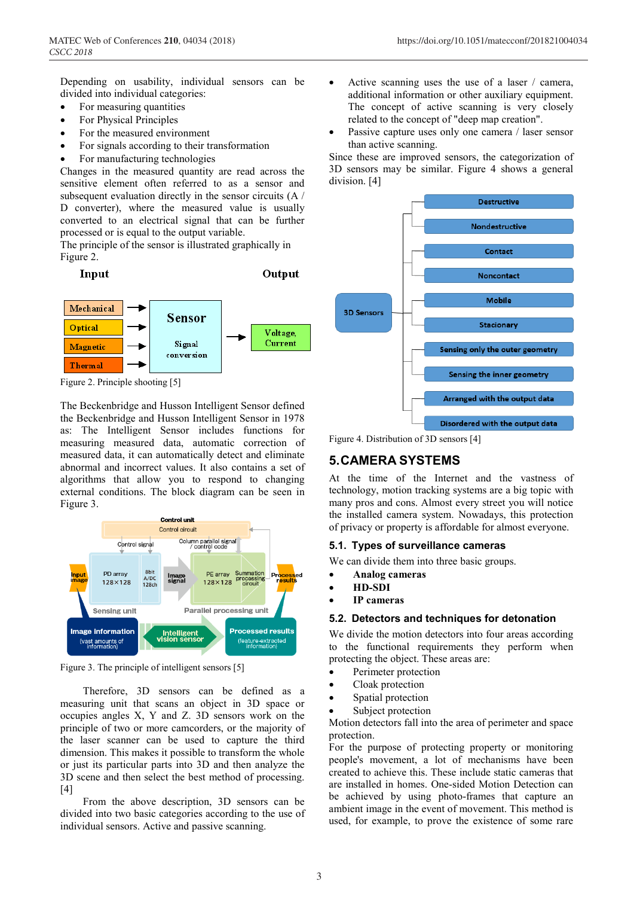Depending on usability, individual sensors can be divided into individual categories:

- For measuring quantities
- For Physical Principles
- For the measured environment
- For signals according to their transformation
- For manufacturing technologies

Changes in the measured quantity are read across the sensitive element often referred to as a sensor and subsequent evaluation directly in the sensor circuits (A / D converter), where the measured value is usually converted to an electrical signal that can be further processed or is equal to the output variable.

The principle of the sensor is illustrated graphically in Figure 2.

Figure 2. Principle shooting [5]

The Beckenbridge and Husson Intelligent Sensor defined the Beckenbridge and Husson Intelligent Sensor in 1978 as: The Intelligent Sensor includes functions for measuring measured data, automatic correction of measured data, it can automatically detect and eliminate abnormal and incorrect values. It also contains a set of algorithms that allow you to respond to changing external conditions. The block diagram can be seen in Figure 3.

Figure 3. The principle of intelligent sensors [5]

Therefore, 3D sensors can be defined as a measuring unit that scans an object in 3D space or occupies angles X, Y and Z. 3D sensors work on the principle of two or more camcorders, or the majority of the laser scanner can be used to capture the third dimension. This makes it possible to transform the whole or just its particular parts into 3D and then analyze the 3D scene and then select the best method of processing. [4]

From the above description, 3D sensors can be divided into two basic categories according to the use of individual sensors. Active and passive scanning.

- Active scanning uses the use of a laser / camera, additional information or other auxiliary equipment. The concept of active scanning is very closely related to the concept of "deep map creation".
- Passive capture uses only one camera / laser sensor than active scanning.

Since these are improved sensors, the categorization of 3D sensors may be similar. Figure 4 shows a general division. [4]

Figure 4. Distribution of 3D sensors [4]

## 5. CAMERA SYSTEMS

At the time of the Internet and the vastness of technology, motion tracking systems are a big topic with many pros and cons. Almost every street you will notice the installed camera system. Nowadays, this protection of privacy or property is affordable for almost everyone.

### 5.1. Types of surveillance cameras

We can divide them into three basic groups.

- **Analog cameras**
- **HD-SDI**
- **IP cameras**

### 5.2. Detectors and techniques for detonation

We divide the motion detectors into four areas according to the functional requirements they perform when protecting the object. These areas are:

- Perimeter protection
- Cloak protection
- Spatial protection
- Subject protection

Motion detectors fall into the area of perimeter and space protection.

For the purpose of protecting property or monitoring people's movement, a lot of mechanisms have been created to achieve this. These include static cameras that are installed in homes. One-sided Motion Detection can be achieved by using photo-frames that capture an ambient image in the event of movement. This method is used, for example, to prove the existence of some rare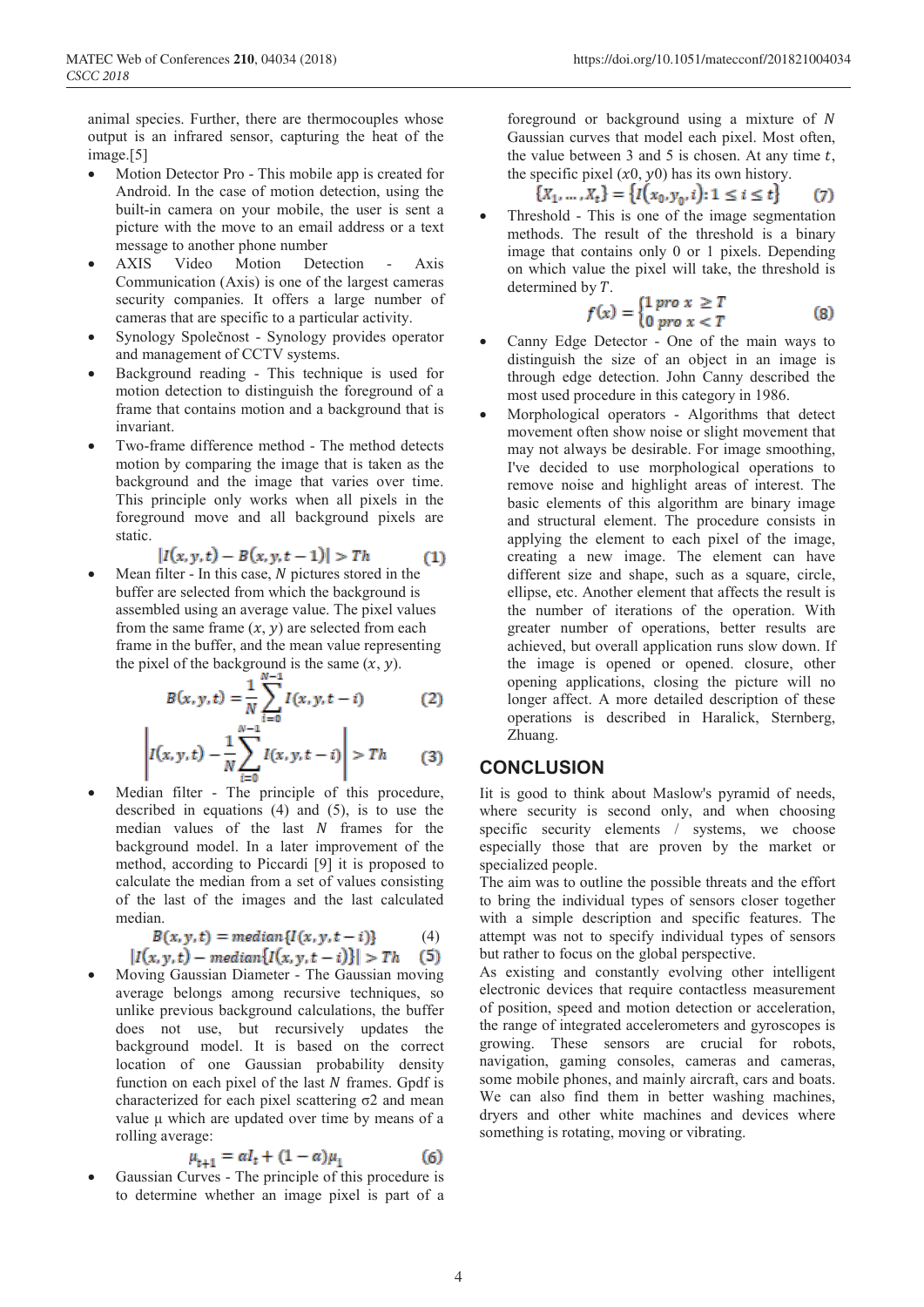animal species. Further, there are thermocouples whose output is an infrared sensor, capturing the heat of the image.[5]

- Motion Detector Pro - This mobile app is created for Android. In the case of motion detection, using the built-in camera on your mobile, the user is sent a picture with the move to an email address or a text message to another phone number
- AXIS Video Motion Detection - Axis Communication (Axis) is one of the largest cameras security companies. It offers a large number of cameras that are specific to a particular activity.
- Synology Společnost - Synology provides operator and management of CCTV systems.
- Background reading - This technique is used for motion detection to distinguish the foreground of a frame that contains motion and a background that is invariant.
- Two-frame difference method - The method detects motion by comparing the image that is taken as the background and the image that varies over time. This principle only works when all pixels in the foreground move and all background pixels are static.

$$|I(x, y, t) - B(x, y, t-1)| > Th \quad (1)$$

- Mean filter - In this case, $N$ pictures stored in the buffer are selected from which the background is assembled using an average value. The pixel values from the same frame $(x, y)$ are selected from each frame in the buffer, and the mean value representing the pixel of the background is the same $(x, y)$.

$$B(x, y, t) = \frac{1}{N}\sum_{i=0}^{N-1} I(x, y, t-i) \quad (2)$$

$$\left| I(x, y, t) - \frac{1}{N}\sum_{i=0}^{N-1} I(x, y, t-i) \right| > Th \quad (3)$$

- Median filter - The principle of this procedure, described in equations (4) and (5), is to use the median values of the last $N$ frames for the background model. In a later improvement of the method, according to Piccardi [9] it is proposed to calculate the median from a set of values consisting of the last of the images and the last calculated median.

$$B(x, y, t) = median\{I(x, y, t-i)\} \quad (4)$$

$$|I(x, y, t) - median\{I(x, y, t-i)\}| > Th \quad (5)$$

- Moving Gaussian Diameter - The Gaussian moving average belongs among recursive techniques, so unlike previous background calculations, the buffer does not use, but recursively updates the background model. It is based on the correct location of one Gaussian probability density function on each pixel of the last $N$ frames. Gpdf is characterized for each pixel scattering $\sigma 2$ and mean value $\mu$ which are updated over time by means of a rolling average:

$$\mu_{t+1} = \alpha I_t + (1-\alpha)\mu_1 \quad (6)$$

- Gaussian Curves - The principle of this procedure is to determine whether an image pixel is part of a foreground or background using a mixture of $N$ Gaussian curves that model each pixel. Most often, the value between 3 and 5 is chosen. At any time $t$, the specific pixel $(x0, y0)$ has its own history.

$$\{X_1, \ldots, X_t\} = \{I(x_0, y_0, i) : 1 \le i \le t\} \quad (7)$$

- Threshold - This is one of the image segmentation methods. The result of the threshold is a binary image that contains only 0 or 1 pixels. Depending on which value the pixel will take, the threshold is determined by $T$.

$$f(x) = \begin{cases} 1 \; pro \; x \ge T \\ 0 \; pro \; x < T \end{cases} \quad (8)$$

- Canny Edge Detector - One of the main ways to distinguish the size of an object in an image is through edge detection. John Canny described the most used procedure in this category in 1986.
- Morphological operators - Algorithms that detect movement often show noise or slight movement that may not always be desirable. For image smoothing, I've decided to use morphological operations to remove noise and highlight areas of interest. The basic elements of this algorithm are binary image and structural element. The procedure consists in applying the element to each pixel of the image, creating a new image. The element can have different size and shape, such as a square, circle, ellipse, etc. Another element that affects the result is the number of iterations of the operation. With greater number of operations, better results are achieved, but overall application runs slow down. If the image is opened or opened. closure, other opening applications, closing the picture will no longer affect. A more detailed description of these operations is described in Haralick, Sternberg, Zhuang.

## CONCLUSION

Iit is good to think about Maslow's pyramid of needs, where security is second only, and when choosing specific security elements / systems, we choose especially those that are proven by the market or specialized people.

The aim was to outline the possible threats and the effort to bring the individual types of sensors closer together with a simple description and specific features. The attempt was not to specify individual types of sensors but rather to focus on the global perspective.

As existing and constantly evolving other intelligent electronic devices that require contactless measurement of position, speed and motion detection or acceleration, the range of integrated accelerometers and gyroscopes is growing. These sensors are crucial for robots, navigation, gaming consoles, cameras and cameras, some mobile phones, and mainly aircraft, cars and boats. We can also find them in better washing machines, dryers and other white machines and devices where something is rotating, moving or vibrating.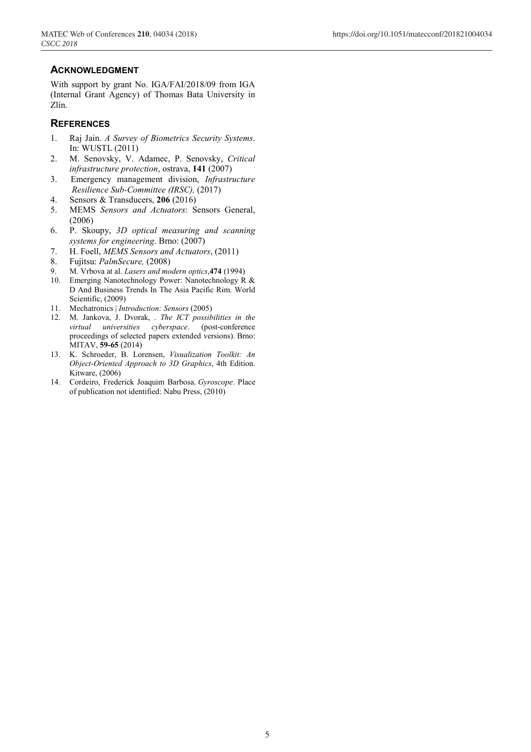## ACKNOWLEDGMENT

With support by grant No. IGA/FAI/2018/09 from IGA (Internal Grant Agency) of Thomas Bata University in Zlín.

## REFERENCES

1. Raj Jain. *A Survey of Biometrics Security Systems*. In: WUSTL (2011)
2. M. Senovsky, V. Adamec, P. Senovsky, *Critical infrastructure protection*, ostrava, **141** (2007)
3. Emergency management division, *Infrastructure Resilience Sub-Committee (IRSC),* (2017)
4. Sensors & Transducers, **206** (2016)
5. MEMS *Sensors and Actuators*: Sensors General, (2006)
6. P. Skoupy, *3D optical measuring and scanning systems for engineering*. Brno: (2007)
7. H. Foell, *MEMS Sensors and Actuators*, (2011)
8. Fujitsu: *PalmSecure,* (2008)
9. M. Vrbova at al. *Lasers and modern optics*,**474** (1994)
10. Emerging Nanotechnology Power: Nanotechnology R & D And Business Trends In The Asia Pacific Rim. World Scientific, (2009)
11. Mechatronics | *Introduction: Sensors* (2005)
12. M. Jankova, J. Dvorak, . *The ICT possibilities in the virtual universities cyberspace*. (post-conference proceedings of selected papers extended versions). Brno: MITAV, **59-65** (2014)
13. K. Schroeder, B. Lorensen, *Visualization Toolkit: An Object-Oriented Approach to 3D Graphics*, 4th Edition. Kitware, (2006)
14. Cordeiro, Frederick Joaquim Barbosa. *Gyroscope*. Place of publication not identified: Nabu Press, (2010)